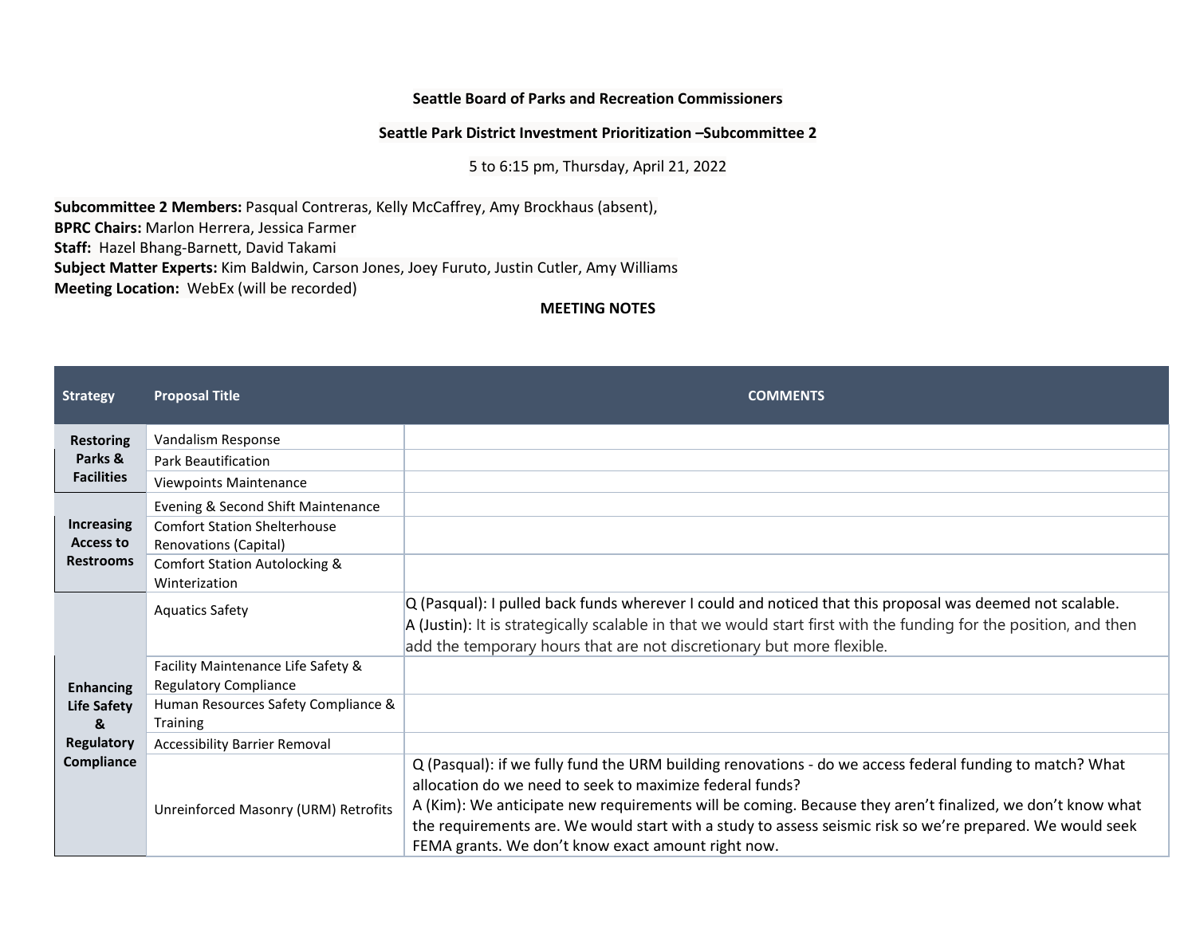**Seattle Board of Parks and Recreation Commissioners**

**Seattle Park District Investment Prioritization –Subcommittee 2**

5 to 6:15 pm, Thursday, April 21, 2022

**Subcommittee 2 Members:** Pasqual Contreras, Kelly McCaffrey, Amy Brockhaus (absent),
**BPRC Chairs:** Marlon Herrera, Jessica Farmer
**Staff:** Hazel Bhang-Barnett, David Takami
**Subject Matter Experts:** Kim Baldwin, Carson Jones, Joey Furuto, Justin Cutler, Amy Williams
**Meeting Location:** WebEx (will be recorded)

**MEETING NOTES**

| Strategy | Proposal Title | COMMENTS |
|---|---|---|
| **Restoring Parks & Facilities** | Vandalism Response | |
| | Park Beautification | |
| | Viewpoints Maintenance | |
| **Increasing Access to Restrooms** | Evening & Second Shift Maintenance | |
| | Comfort Station Shelterhouse Renovations (Capital) | |
| | Comfort Station Autolocking & Winterization | |
| **Enhancing Life Safety & Regulatory Compliance** | Aquatics Safety | Q (Pasqual): I pulled back funds wherever I could and noticed that this proposal was deemed not scalable.<br>A (Justin): It is strategically scalable in that we would start first with the funding for the position, and then add the temporary hours that are not discretionary but more flexible. |
| | Facility Maintenance Life Safety & Regulatory Compliance | |
| | Human Resources Safety Compliance & Training | |
| | Accessibility Barrier Removal | |
| | Unreinforced Masonry (URM) Retrofits | Q (Pasqual): if we fully fund the URM building renovations - do we access federal funding to match? What allocation do we need to seek to maximize federal funds?<br>A (Kim): We anticipate new requirements will be coming. Because they aren't finalized, we don't know what the requirements are. We would start with a study to assess seismic risk so we're prepared. We would seek FEMA grants. We don't know exact amount right now. |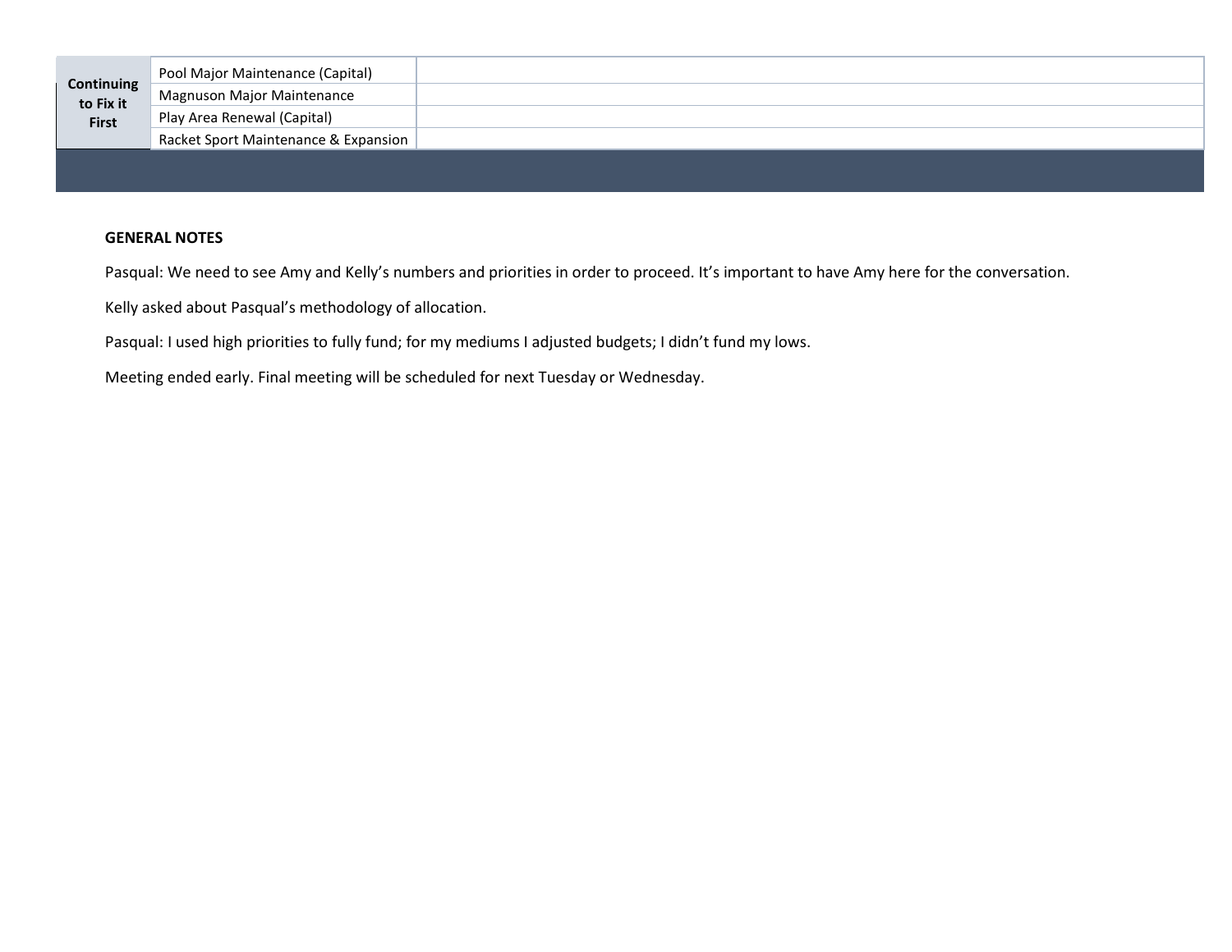| | | |
|---|---|---|
| Continuing to Fix it First | Pool Major Maintenance (Capital) | |
| | Magnuson Major Maintenance | |
| | Play Area Renewal (Capital) | |
| | Racket Sport Maintenance & Expansion | |

**GENERAL NOTES**

Pasqual: We need to see Amy and Kelly's numbers and priorities in order to proceed. It's important to have Amy here for the conversation.

Kelly asked about Pasqual's methodology of allocation.

Pasqual: I used high priorities to fully fund; for my mediums I adjusted budgets; I didn't fund my lows.

Meeting ended early. Final meeting will be scheduled for next Tuesday or Wednesday.